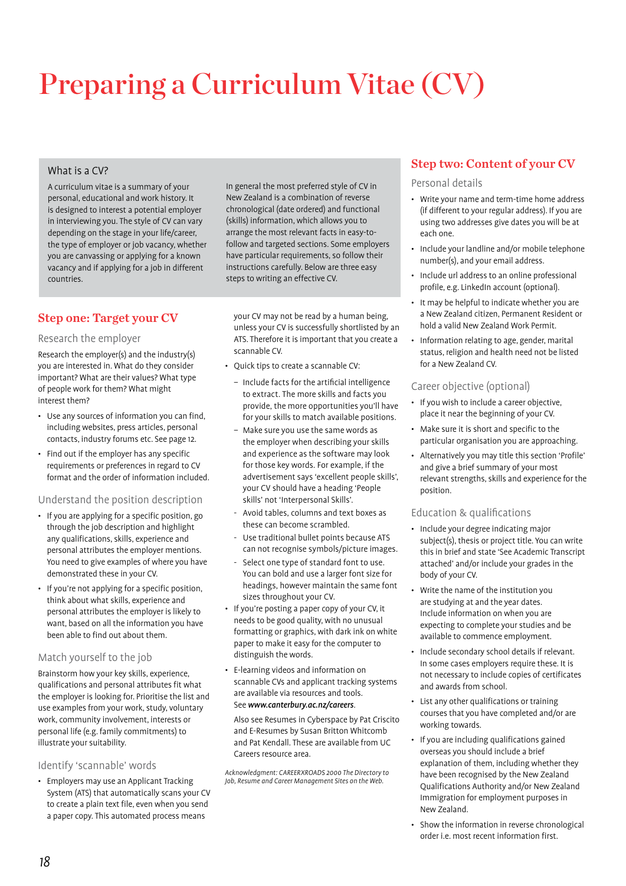# Preparing a Curriculum Vitae (CV)

## What is a CV?

A curriculum vitae is a summary of your personal, educational and work history. It is designed to interest a potential employer in interviewing you. The style of CV can vary depending on the stage in your life/career, the type of employer or job vacancy, whether you are canvassing or applying for a known vacancy and if applying for a job in different countries.

In general the most preferred style of CV in New Zealand is a combination of reverse chronological (date ordered) and functional (skills) information, which allows you to arrange the most relevant facts in easy-to-follow and targeted sections. Some employers have particular requirements, so follow their instructions carefully. Below are three easy steps to writing an effective CV.

## Step one: Target your CV

### Research the employer

Research the employer(s) and the industry(s) you are interested in. What do they consider important? What are their values? What type of people work for them? What might interest them?

- Use any sources of information you can find, including websites, press articles, personal contacts, industry forums etc. See page 12.
- Find out if the employer has any specific requirements or preferences in regard to CV format and the order of information included.

### Understand the position description

- If you are applying for a specific position, go through the job description and highlight any qualifications, skills, experience and personal attributes the employer mentions. You need to give examples of where you have demonstrated these in your CV.
- If you're not applying for a specific position, think about what skills, experience and personal attributes the employer is likely to want, based on all the information you have been able to find out about them.

### Match yourself to the job

Brainstorm how your key skills, experience, qualifications and personal attributes fit what the employer is looking for. Prioritise the list and use examples from your work, study, voluntary work, community involvement, interests or personal life (e.g. family commitments) to illustrate your suitability.

### Identify 'scannable' words

- Employers may use an Applicant Tracking System (ATS) that automatically scans your CV to create a plain text file, even when you send a paper copy. This automated process means your CV may not be read by a human being, unless your CV is successfully shortlisted by an ATS. Therefore it is important that you create a scannable CV.
- Quick tips to create a scannable CV:
  - Include facts for the artificial intelligence to extract. The more skills and facts you provide, the more opportunities you'll have for your skills to match available positions.
  - Make sure you use the same words as the employer when describing your skills and experience as the software may look for those key words. For example, if the advertisement says 'excellent people skills', your CV should have a heading 'People skills' not 'Interpersonal Skills'.
  - Avoid tables, columns and text boxes as these can become scrambled.
  - Use traditional bullet points because ATS can not recognise symbols/picture images.
  - Select one type of standard font to use. You can bold and use a larger font size for headings, however maintain the same font sizes throughout your CV.
- If you're posting a paper copy of your CV, it needs to be good quality, with no unusual formatting or graphics, with dark ink on white paper to make it easy for the computer to distinguish the words.
- E-learning videos and information on scannable CVs and applicant tracking systems are available via resources and tools. See ***www.canterbury.ac.nz/careers***.

  Also see Resumes in Cyberspace by Pat Criscito and E-Resumes by Susan Britton Whitcomb and Pat Kendall. These are available from UC Careers resource area.

*Acknowledgment: CAREERXROADS 2000 The Directory to Job, Resume and Career Management Sites on the Web.*

## Step two: Content of your CV

### Personal details

- Write your name and term-time home address (if different to your regular address). If you are using two addresses give dates you will be at each one.
- Include your landline and/or mobile telephone number(s), and your email address.
- Include url address to an online professional profile, e.g. LinkedIn account (optional).
- It may be helpful to indicate whether you are a New Zealand citizen, Permanent Resident or hold a valid New Zealand Work Permit.
- Information relating to age, gender, marital status, religion and health need not be listed for a New Zealand CV.

### Career objective (optional)

- If you wish to include a career objective, place it near the beginning of your CV.
- Make sure it is short and specific to the particular organisation you are approaching.
- Alternatively you may title this section 'Profile' and give a brief summary of your most relevant strengths, skills and experience for the position.

### Education & qualifications

- Include your degree indicating major subject(s), thesis or project title. You can write this in brief and state 'See Academic Transcript attached' and/or include your grades in the body of your CV.
- Write the name of the institution you are studying at and the year dates. Include information on when you are expecting to complete your studies and be available to commence employment.
- Include secondary school details if relevant. In some cases employers require these. It is not necessary to include copies of certificates and awards from school.
- List any other qualifications or training courses that you have completed and/or are working towards.
- If you are including qualifications gained overseas you should include a brief explanation of them, including whether they have been recognised by the New Zealand Qualifications Authority and/or New Zealand Immigration for employment purposes in New Zealand.
- Show the information in reverse chronological order i.e. most recent information first.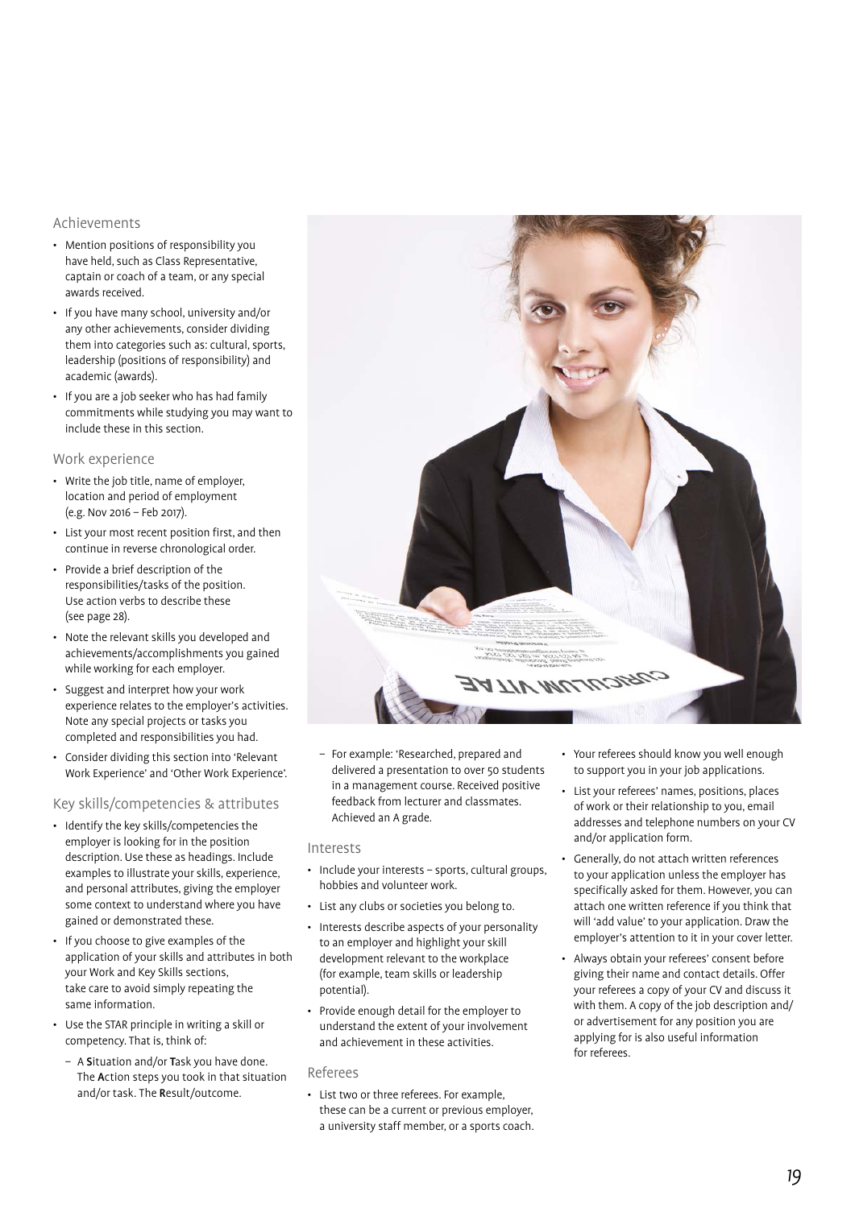## Achievements

- Mention positions of responsibility you have held, such as Class Representative, captain or coach of a team, or any special awards received.
- If you have many school, university and/or any other achievements, consider dividing them into categories such as: cultural, sports, leadership (positions of responsibility) and academic (awards).
- If you are a job seeker who has had family commitments while studying you may want to include these in this section.

## Work experience

- Write the job title, name of employer, location and period of employment (e.g. Nov 2016 – Feb 2017).
- List your most recent position first, and then continue in reverse chronological order.
- Provide a brief description of the responsibilities/tasks of the position. Use action verbs to describe these (see page 28).
- Note the relevant skills you developed and achievements/accomplishments you gained while working for each employer.
- Suggest and interpret how your work experience relates to the employer's activities. Note any special projects or tasks you completed and responsibilities you had.
- Consider dividing this section into 'Relevant Work Experience' and 'Other Work Experience'.

## Key skills/competencies & attributes

- Identify the key skills/competencies the employer is looking for in the position description. Use these as headings. Include examples to illustrate your skills, experience, and personal attributes, giving the employer some context to understand where you have gained or demonstrated these.
- If you choose to give examples of the application of your skills and attributes in both your Work and Key Skills sections, take care to avoid simply repeating the same information.
- Use the STAR principle in writing a skill or competency. That is, think of:
  - A **S**ituation and/or **T**ask you have done. The **A**ction steps you took in that situation and/or task. The **R**esult/outcome.
  - For example: 'Researched, prepared and delivered a presentation to over 50 students in a management course. Received positive feedback from lecturer and classmates. Achieved an A grade.

## Interests

- Include your interests – sports, cultural groups, hobbies and volunteer work.
- List any clubs or societies you belong to.
- Interests describe aspects of your personality to an employer and highlight your skill development relevant to the workplace (for example, team skills or leadership potential).
- Provide enough detail for the employer to understand the extent of your involvement and achievement in these activities.

## Referees

- List two or three referees. For example, these can be a current or previous employer, a university staff member, or a sports coach.
- Your referees should know you well enough to support you in your job applications.
- List your referees' names, positions, places of work or their relationship to you, email addresses and telephone numbers on your CV and/or application form.
- Generally, do not attach written references to your application unless the employer has specifically asked for them. However, you can attach one written reference if you think that will 'add value' to your application. Draw the employer's attention to it in your cover letter.
- Always obtain your referees' consent before giving their name and contact details. Offer your referees a copy of your CV and discuss it with them. A copy of the job description and/ or advertisement for any position you are applying for is also useful information for referees.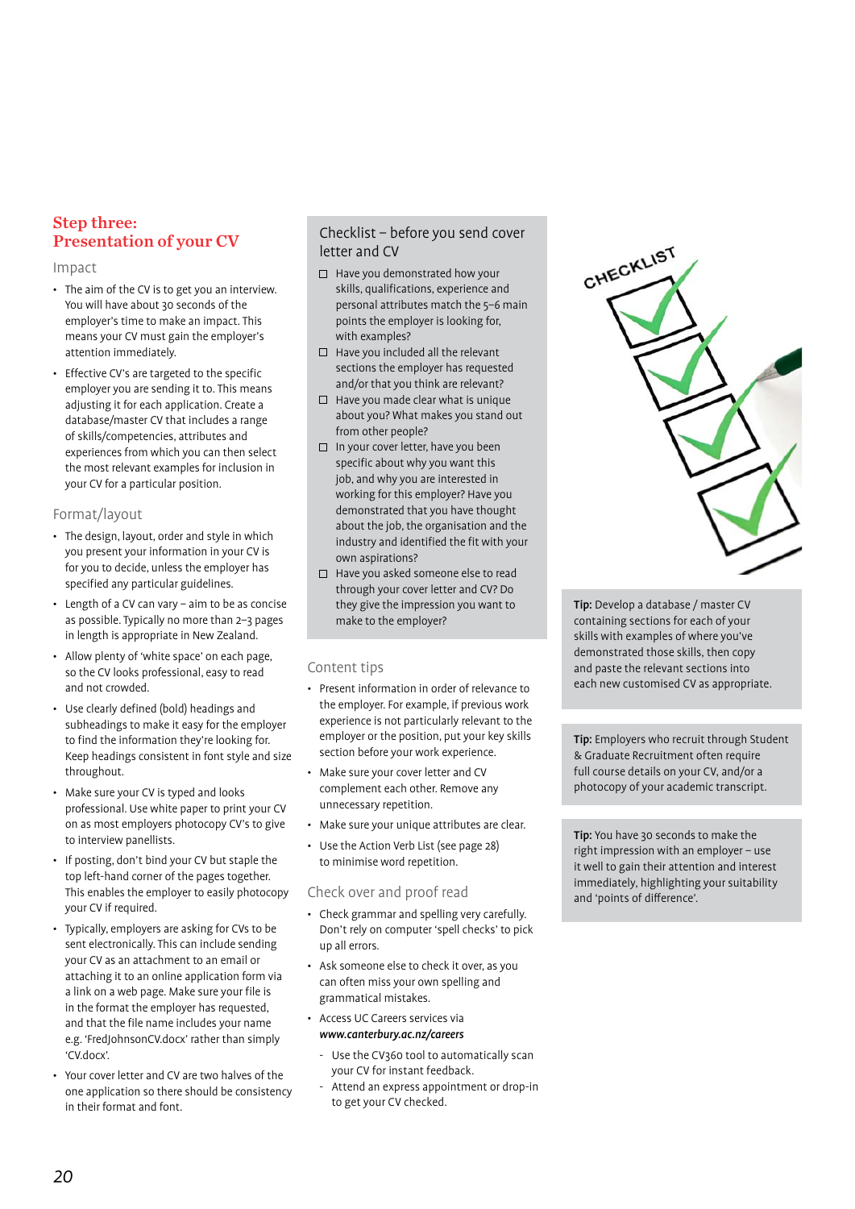## Step three: Presentation of your CV

### Impact

- The aim of the CV is to get you an interview. You will have about 30 seconds of the employer's time to make an impact. This means your CV must gain the employer's attention immediately.
- Effective CV's are targeted to the specific employer you are sending it to. This means adjusting it for each application. Create a database/master CV that includes a range of skills/competencies, attributes and experiences from which you can then select the most relevant examples for inclusion in your CV for a particular position.

### Format/layout

- The design, layout, order and style in which you present your information in your CV is for you to decide, unless the employer has specified any particular guidelines.
- Length of a CV can vary – aim to be as concise as possible. Typically no more than 2–3 pages in length is appropriate in New Zealand.
- Allow plenty of 'white space' on each page, so the CV looks professional, easy to read and not crowded.
- Use clearly defined (bold) headings and subheadings to make it easy for the employer to find the information they're looking for. Keep headings consistent in font style and size throughout.
- Make sure your CV is typed and looks professional. Use white paper to print your CV on as most employers photocopy CV's to give to interview panellists.
- If posting, don't bind your CV but staple the top left-hand corner of the pages together. This enables the employer to easily photocopy your CV if required.
- Typically, employers are asking for CVs to be sent electronically. This can include sending your CV as an attachment to an email or attaching it to an online application form via a link on a web page. Make sure your file is in the format the employer has requested, and that the file name includes your name e.g. 'FredJohnsonCV.docx' rather than simply 'CV.docx'.
- Your cover letter and CV are two halves of the one application so there should be consistency in their format and font.

### Checklist – before you send cover letter and CV

- [ ] Have you demonstrated how your skills, qualifications, experience and personal attributes match the 5–6 main points the employer is looking for, with examples?
- [ ] Have you included all the relevant sections the employer has requested and/or that you think are relevant?
- [ ] Have you made clear what is unique about you? What makes you stand out from other people?
- [ ] In your cover letter, have you been specific about why you want this job, and why you are interested in working for this employer? Have you demonstrated that you have thought about the job, the organisation and the industry and identified the fit with your own aspirations?
- [ ] Have you asked someone else to read through your cover letter and CV? Do they give the impression you want to make to the employer?

### Content tips

- Present information in order of relevance to the employer. For example, if previous work experience is not particularly relevant to the employer or the position, put your key skills section before your work experience.
- Make sure your cover letter and CV complement each other. Remove any unnecessary repetition.
- Make sure your unique attributes are clear.
- Use the Action Verb List (see page 28) to minimise word repetition.

### Check over and proof read

- Check grammar and spelling very carefully. Don't rely on computer 'spell checks' to pick up all errors.
- Ask someone else to check it over, as you can often miss your own spelling and grammatical mistakes.
- Access UC Careers services via ***www.canterbury.ac.nz/careers***
  - Use the CV360 tool to automatically scan your CV for instant feedback.
  - Attend an express appointment or drop-in to get your CV checked.

**Tip:** Develop a database / master CV containing sections for each of your skills with examples of where you've demonstrated those skills, then copy and paste the relevant sections into each new customised CV as appropriate.

**Tip:** Employers who recruit through Student & Graduate Recruitment often require full course details on your CV, and/or a photocopy of your academic transcript.

**Tip:** You have 30 seconds to make the right impression with an employer – use it well to gain their attention and interest immediately, highlighting your suitability and 'points of difference'.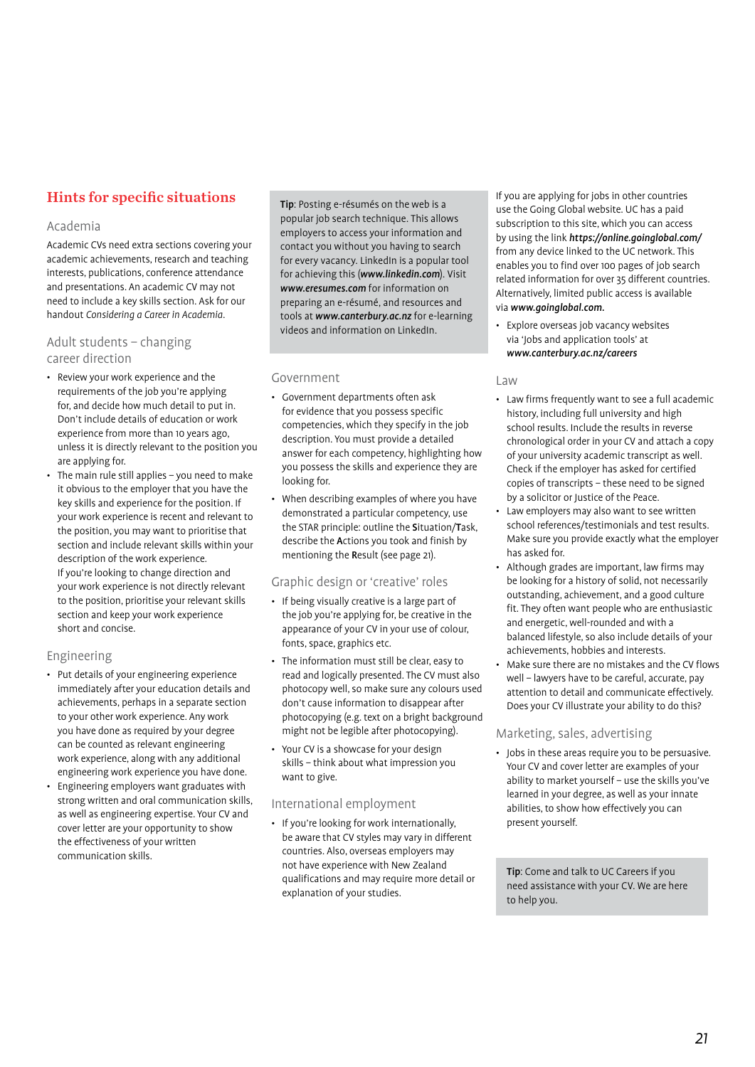## Hints for specific situations

### Academia

Academic CVs need extra sections covering your academic achievements, research and teaching interests, publications, conference attendance and presentations. An academic CV may not need to include a key skills section. Ask for our handout *Considering a Career in Academia*.

### Adult students – changing career direction

- Review your work experience and the requirements of the job you're applying for, and decide how much detail to put in. Don't include details of education or work experience from more than 10 years ago, unless it is directly relevant to the position you are applying for.
- The main rule still applies – you need to make it obvious to the employer that you have the key skills and experience for the position. If your work experience is recent and relevant to the position, you may want to prioritise that section and include relevant skills within your description of the work experience.
  If you're looking to change direction and your work experience is not directly relevant to the position, prioritise your relevant skills section and keep your work experience short and concise.

### Engineering

- Put details of your engineering experience immediately after your education details and achievements, perhaps in a separate section to your other work experience. Any work you have done as required by your degree can be counted as relevant engineering work experience, along with any additional engineering work experience you have done.
- Engineering employers want graduates with strong written and oral communication skills, as well as engineering expertise. Your CV and cover letter are your opportunity to show the effectiveness of your written communication skills.

> **Tip**: Posting e-résumés on the web is a popular job search technique. This allows employers to access your information and contact you without you having to search for every vacancy. LinkedIn is a popular tool for achieving this (***www.linkedin.com***). Visit ***www.eresumes.com*** for information on preparing an e-résumé, and resources and tools at ***www.canterbury.ac.nz*** for e-learning videos and information on LinkedIn.

### Government

- Government departments often ask for evidence that you possess specific competencies, which they specify in the job description. You must provide a detailed answer for each competency, highlighting how you possess the skills and experience they are looking for.
- When describing examples of where you have demonstrated a particular competency, use the STAR principle: outline the **S**ituation/**T**ask, describe the **A**ctions you took and finish by mentioning the **R**esult (see page 21).

### Graphic design or 'creative' roles

- If being visually creative is a large part of the job you're applying for, be creative in the appearance of your CV in your use of colour, fonts, space, graphics etc.
- The information must still be clear, easy to read and logically presented. The CV must also photocopy well, so make sure any colours used don't cause information to disappear after photocopying (e.g. text on a bright background might not be legible after photocopying).
- Your CV is a showcase for your design skills – think about what impression you want to give.

### International employment

- If you're looking for work internationally, be aware that CV styles may vary in different countries. Also, overseas employers may not have experience with New Zealand qualifications and may require more detail or explanation of your studies.

If you are applying for jobs in other countries use the Going Global website. UC has a paid subscription to this site, which you can access by using the link ***https://online.goingglobal.com/*** from any device linked to the UC network. This enables you to find over 100 pages of job search related information for over 35 different countries. Alternatively, limited public access is available via ***www.goinglobal.com.***

- Explore overseas job vacancy websites via 'Jobs and application tools' at ***www.canterbury.ac.nz/careers***

### Law

- Law firms frequently want to see a full academic history, including full university and high school results. Include the results in reverse chronological order in your CV and attach a copy of your university academic transcript as well. Check if the employer has asked for certified copies of transcripts – these need to be signed by a solicitor or Justice of the Peace.
- Law employers may also want to see written school references/testimonials and test results. Make sure you provide exactly what the employer has asked for.
- Although grades are important, law firms may be looking for a history of solid, not necessarily outstanding, achievement, and a good culture fit. They often want people who are enthusiastic and energetic, well-rounded and with a balanced lifestyle, so also include details of your achievements, hobbies and interests.
- Make sure there are no mistakes and the CV flows well – lawyers have to be careful, accurate, pay attention to detail and communicate effectively. Does your CV illustrate your ability to do this?

### Marketing, sales, advertising

- Jobs in these areas require you to be persuasive. Your CV and cover letter are examples of your ability to market yourself – use the skills you've learned in your degree, as well as your innate abilities, to show how effectively you can present yourself.

> **Tip**: Come and talk to UC Careers if you need assistance with your CV. We are here to help you.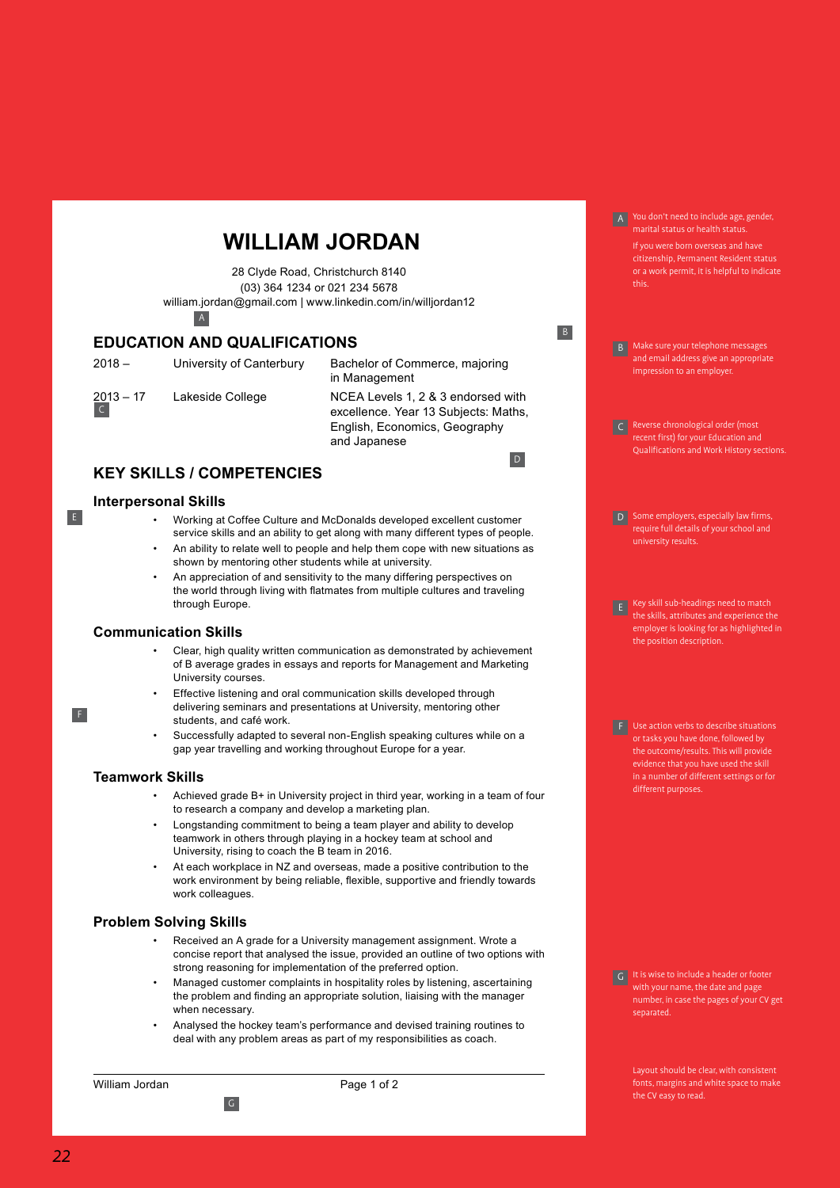# WILLIAM JORDAN

28 Clyde Road, Christchurch 8140
(03) 364 1234 or 021 234 5678
william.jordan@gmail.com | www.linkedin.com/in/willjordan12

A

B

## EDUCATION AND QUALIFICATIONS

| | | |
|---|---|---|
| 2018 – | University of Canterbury | Bachelor of Commerce, majoring in Management |
| 2013 – 17 C | Lakeside College | NCEA Levels 1, 2 & 3 endorsed with excellence. Year 13 Subjects: Maths, English, Economics, Geography and Japanese |

D

## KEY SKILLS / COMPETENCIES

### Interpersonal Skills

E

- Working at Coffee Culture and McDonalds developed excellent customer service skills and an ability to get along with many different types of people.
- An ability to relate well to people and help them cope with new situations as shown by mentoring other students while at university.
- An appreciation of and sensitivity to the many differing perspectives on the world through living with flatmates from multiple cultures and traveling through Europe.

### Communication Skills

F

- Clear, high quality written communication as demonstrated by achievement of B average grades in essays and reports for Management and Marketing University courses.
- Effective listening and oral communication skills developed through delivering seminars and presentations at University, mentoring other students, and café work.
- Successfully adapted to several non-English speaking cultures while on a gap year travelling and working throughout Europe for a year.

### Teamwork Skills

- Achieved grade B+ in University project in third year, working in a team of four to research a company and develop a marketing plan.
- Longstanding commitment to being a team player and ability to develop teamwork in others through playing in a hockey team at school and University, rising to coach the B team in 2016.
- At each workplace in NZ and overseas, made a positive contribution to the work environment by being reliable, flexible, supportive and friendly towards work colleagues.

### Problem Solving Skills

- Received an A grade for a University management assignment. Wrote a concise report that analysed the issue, provided an outline of two options with strong reasoning for implementation of the preferred option.
- Managed customer complaints in hospitality roles by listening, ascertaining the problem and finding an appropriate solution, liaising with the manager when necessary.
- Analysed the hockey team's performance and devised training routines to deal with any problem areas as part of my responsibilities as coach.

William Jordan — Page 1 of 2

G

---

**A** You don't need to include age, gender, marital status or health status.

If you were born overseas and have citizenship, Permanent Resident status or a work permit, it is helpful to indicate this.

**B** Make sure your telephone messages and email address give an appropriate impression to an employer.

**C** Reverse chronological order (most recent first) for your Education and Qualifications and Work History sections.

**D** Some employers, especially law firms, require full details of your school and university results.

**E** Key skill sub-headings need to match the skills, attributes and experience the employer is looking for as highlighted in the position description.

**F** Use action verbs to describe situations or tasks you have done, followed by the outcome/results. This will provide evidence that you have used the skill in a number of different settings or for different purposes.

**G** It is wise to include a header or footer with your name, the date and page number, in case the pages of your CV get separated.

Layout should be clear, with consistent fonts, margins and white space to make the CV easy to read.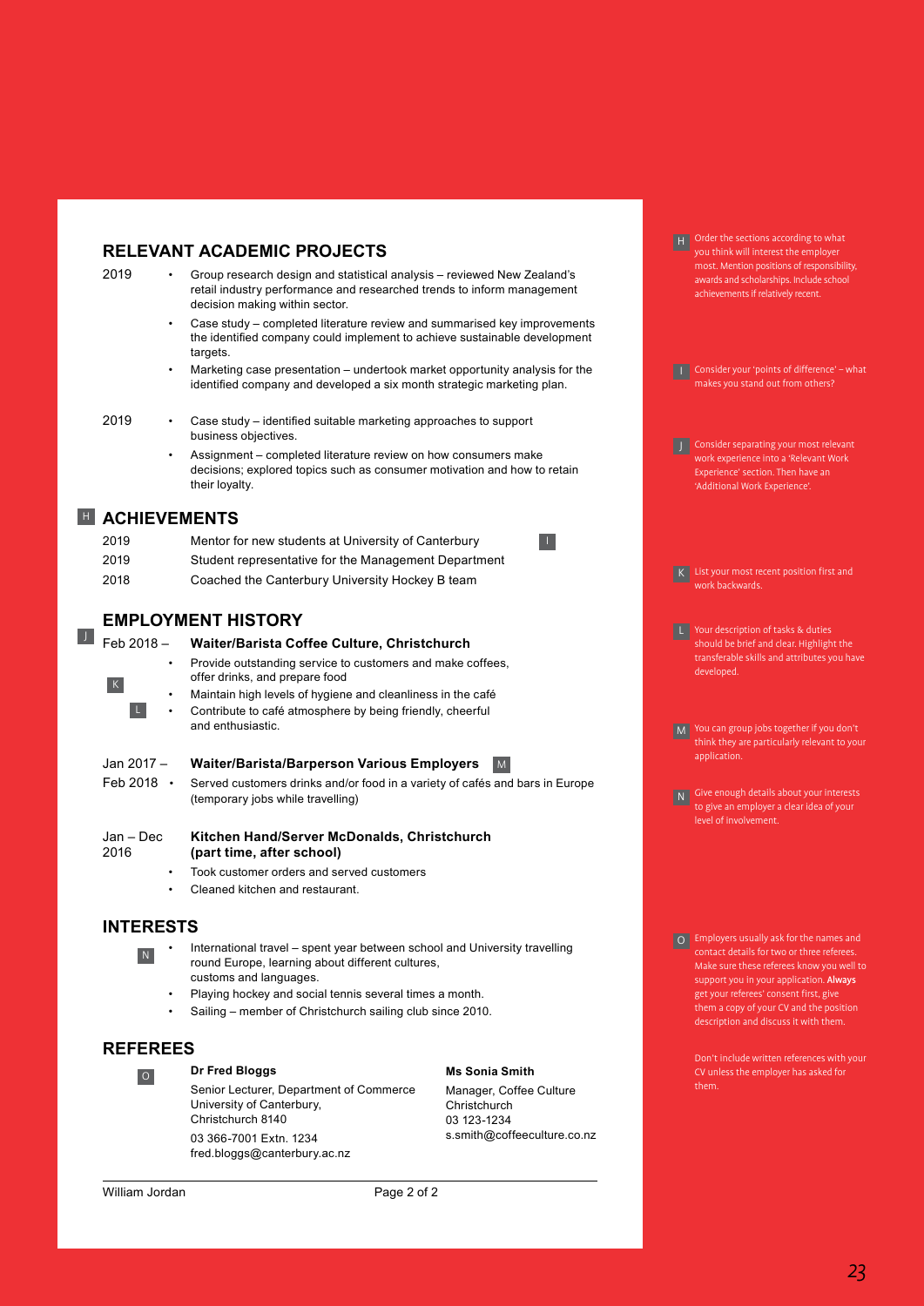## RELEVANT ACADEMIC PROJECTS

2019

- Group research design and statistical analysis – reviewed New Zealand's retail industry performance and researched trends to inform management decision making within sector.
- Case study – completed literature review and summarised key improvements the identified company could implement to achieve sustainable development targets.
- Marketing case presentation – undertook market opportunity analysis for the identified company and developed a six month strategic marketing plan.

2019

- Case study – identified suitable marketing approaches to support business objectives.
- Assignment – completed literature review on how consumers make decisions; explored topics such as consumer motivation and how to retain their loyalty.

## H ACHIEVEMENTS

| | |
|---|---|
| 2019 | Mentor for new students at University of Canterbury [I] |
| 2019 | Student representative for the Management Department |
| 2018 | Coached the Canterbury University Hockey B team |

## EMPLOYMENT HISTORY

[J]

**Feb 2018 – Waiter/Barista Coffee Culture, Christchurch**

[K]

- Provide outstanding service to customers and make coffees, offer drinks, and prepare food
- Maintain high levels of hygiene and cleanliness in the café

[L]

- Contribute to café atmosphere by being friendly, cheerful and enthusiastic.

**Jan 2017 – Feb 2018 Waiter/Barista/Barperson Various Employers** [M]

- Served customers drinks and/or food in a variety of cafés and bars in Europe (temporary jobs while travelling)

**Jan – Dec 2016 Kitchen Hand/Server McDonalds, Christchurch (part time, after school)**

- Took customer orders and served customers
- Cleaned kitchen and restaurant.

## INTERESTS

[N]

- International travel – spent year between school and University travelling round Europe, learning about different cultures, customs and languages.
- Playing hockey and social tennis several times a month.
- Sailing – member of Christchurch sailing club since 2010.

## REFEREES

[O]

**Dr Fred Bloggs**
Senior Lecturer, Department of Commerce
University of Canterbury,
Christchurch 8140
03 366-7001 Extn. 1234
fred.bloggs@canterbury.ac.nz

**Ms Sonia Smith**
Manager, Coffee Culture
Christchurch
03 123-1234
s.smith@coffeeculture.co.nz

---

**H** Order the sections according to what you think will interest the employer most. Mention positions of responsibility, awards and scholarships. Include school achievements if relatively recent.

**I** Consider your 'points of difference' – what makes you stand out from others?

**J** Consider separating your most relevant work experience into a 'Relevant Work Experience' section. Then have an 'Additional Work Experience'.

**K** List your most recent position first and work backwards.

**L** Your description of tasks & duties should be brief and clear. Highlight the transferable skills and attributes you have developed.

**M** You can group jobs together if you don't think they are particularly relevant to your application.

**N** Give enough details about your interests to give an employer a clear idea of your level of involvement.

**O** Employers usually ask for the names and contact details for two or three referees. Make sure these referees know you well to support you in your application. **Always** get your referees' consent first, give them a copy of your CV and the position description and discuss it with them.

Don't include written references with your CV unless the employer has asked for them.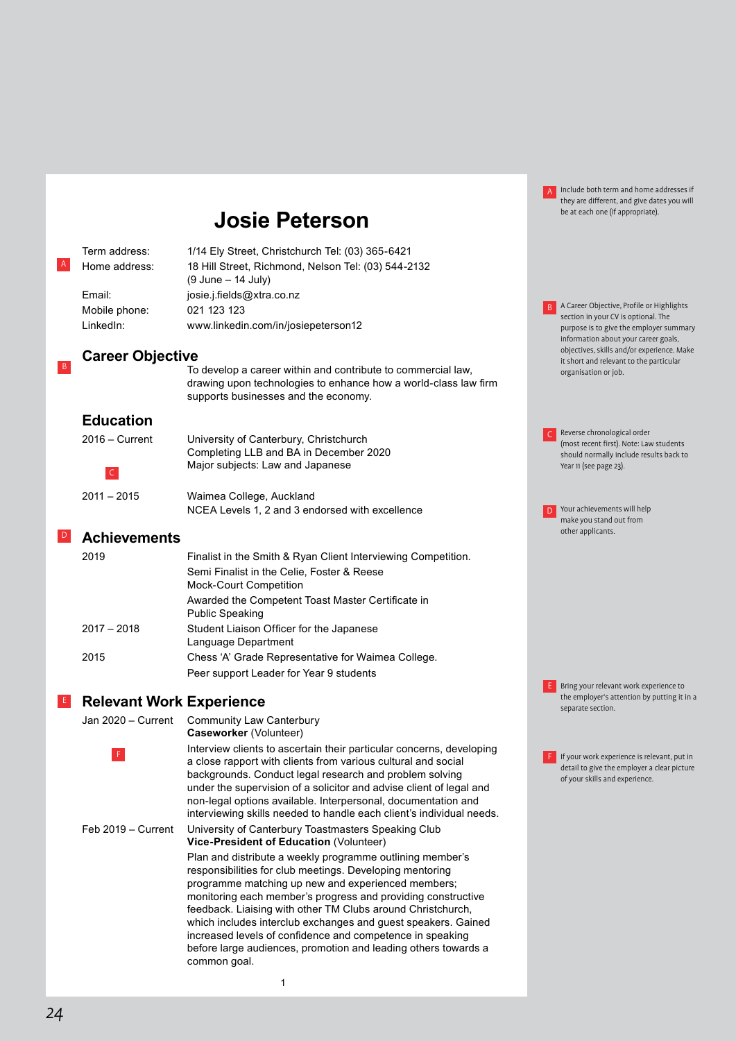# Josie Peterson

| | |
|---|---|
| Term address: | 1/14 Ely Street, Christchurch Tel: (03) 365-6421 |
| Home address: | 18 Hill Street, Richmond, Nelson Tel: (03) 544-2132 (9 June – 14 July) |
| Email: | josie.j.fields@xtra.co.nz |
| Mobile phone: | 021 123 123 |
| LinkedIn: | www.linkedin.com/in/josiepeterson12 |

## Career Objective

To develop a career within and contribute to commercial law, drawing upon technologies to enhance how a world-class law firm supports businesses and the economy.

## Education

**2016 – Current**
University of Canterbury, Christchurch
Completing LLB and BA in December 2020
Major subjects: Law and Japanese

**2011 – 2015**
Waimea College, Auckland
NCEA Levels 1, 2 and 3 endorsed with excellence

## Achievements

**2019**
Finalist in the Smith & Ryan Client Interviewing Competition.
Semi Finalist in the Celie, Foster & Reese Mock-Court Competition
Awarded the Competent Toast Master Certificate in Public Speaking

**2017 – 2018**
Student Liaison Officer for the Japanese Language Department

**2015**
Chess 'A' Grade Representative for Waimea College.
Peer support Leader for Year 9 students

## Relevant Work Experience

**Jan 2020 – Current**
Community Law Canterbury
**Caseworker** (Volunteer)

Interview clients to ascertain their particular concerns, developing a close rapport with clients from various cultural and social backgrounds. Conduct legal research and problem solving under the supervision of a solicitor and advise client of legal and non-legal options available. Interpersonal, documentation and interviewing skills needed to handle each client's individual needs.

**Feb 2019 – Current**
University of Canterbury Toastmasters Speaking Club
**Vice-President of Education** (Volunteer)

Plan and distribute a weekly programme outlining member's responsibilities for club meetings. Developing mentoring programme matching up new and experienced members; monitoring each member's progress and providing constructive feedback. Liaising with other TM Clubs around Christchurch, which includes interclub exchanges and guest speakers. Gained increased levels of confidence and competence in speaking before large audiences, promotion and leading others towards a common goal.

---

A — Include both term and home addresses if they are different, and give dates you will be at each one (if appropriate).

B — A Career Objective, Profile or Highlights section in your CV is optional. The purpose is to give the employer summary information about your career goals, objectives, skills and/or experience. Make it short and relevant to the particular organisation or job.

C — Reverse chronological order (most recent first). Note: Law students should normally include results back to Year 11 (see page 23).

D — Your achievements will help make you stand out from other applicants.

E — Bring your relevant work experience to the employer's attention by putting it in a separate section.

F — If your work experience is relevant, put in detail to give the employer a clear picture of your skills and experience.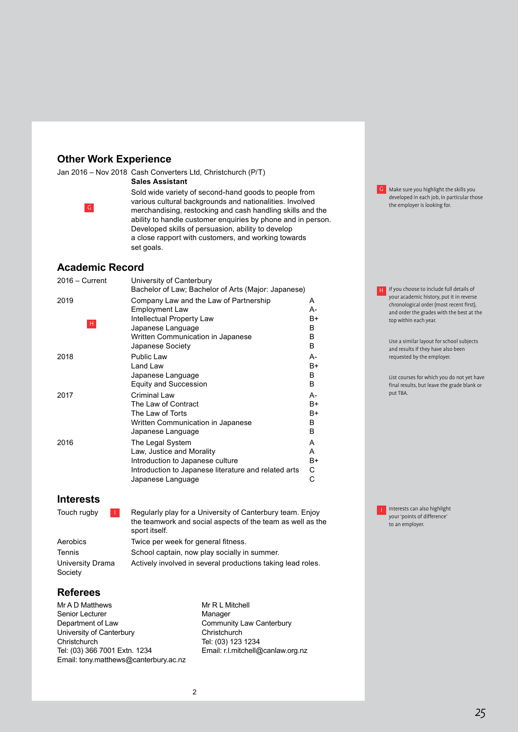## Other Work Experience

**Jan 2016 – Nov 2018** Cash Converters Ltd, Christchurch (P/T)

**Sales Assistant**

Sold wide variety of second-hand goods to people from various cultural backgrounds and nationalities. Involved merchandising, restocking and cash handling skills and the ability to handle customer enquiries by phone and in person. Developed skills of persuasion, ability to develop a close rapport with customers, and working towards set goals.

G — Make sure you highlight the skills you developed in each job, in particular those the employer is looking for.

## Academic Record

| Year | Course | Grade |
|---|---|---|
| 2016 – Current | University of Canterbury<br>Bachelor of Law; Bachelor of Arts (Major: Japanese) | |
| 2019 | Company Law and the Law of Partnership | A |
| | Employment Law | A- |
| | Intellectual Property Law | B+ |
| | Japanese Language | B |
| | Written Communication in Japanese | B |
| | Japanese Society | B |
| 2018 | Public Law | A- |
| | Land Law | B+ |
| | Japanese Language | B |
| | Equity and Succession | B |
| 2017 | Criminal Law | A- |
| | The Law of Contract | B+ |
| | The Law of Torts | B+ |
| | Written Communication in Japanese | B |
| | Japanese Language | B |
| 2016 | The Legal System | A |
| | Law, Justice and Morality | A |
| | Introduction to Japanese culture | B+ |
| | Introduction to Japanese literature and related arts | C |
| | Japanese Language | C |

H — If you choose to include full details of your academic history, put it in reverse chronological order (most recent first), and order the grades with the best at the top within each year.

Use a similar layout for school subjects and results if they have also been requested by the employer.

List courses for which you do not yet have final results, but leave the grade blank or put TBA.

## Interests

**Touch rugby** — Regularly play for a University of Canterbury team. Enjoy the teamwork and social aspects of the team as well as the sport itself.

**Aerobics** — Twice per week for general fitness.

**Tennis** — School captain, now play socially in summer.

**University Drama Society** — Actively involved in several productions taking lead roles.

I — Interests can also highlight your 'points of difference' to an employer.

## Referees

Mr A D Matthews
Senior Lecturer
Department of Law
University of Canterbury
Christchurch
Tel: (03) 366 7001 Extn. 1234
Email: tony.matthews@canterbury.ac.nz

Mr R L Mitchell
Manager
Community Law Canterbury
Christchurch
Tel: (03) 123 1234
Email: r.l.mitchell@canlaw.org.nz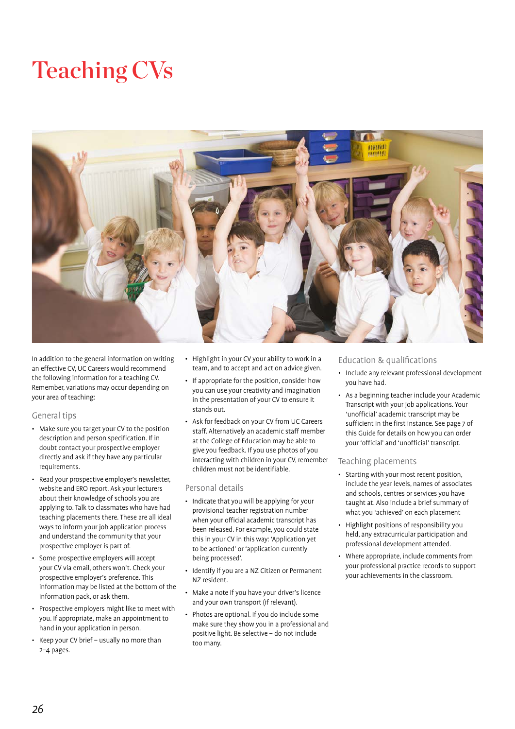# Teaching CVs

In addition to the general information on writing an effective CV, UC Careers would recommend the following information for a teaching CV. Remember, variations may occur depending on your area of teaching:

## General tips

- Make sure you target your CV to the position description and person specification. If in doubt contact your prospective employer directly and ask if they have any particular requirements.
- Read your prospective employer's newsletter, website and ERO report. Ask your lecturers about their knowledge of schools you are applying to. Talk to classmates who have had teaching placements there. These are all ideal ways to inform your job application process and understand the community that your prospective employer is part of.
- Some prospective employers will accept your CV via email, others won't. Check your prospective employer's preference. This information may be listed at the bottom of the information pack, or ask them.
- Prospective employers might like to meet with you. If appropriate, make an appointment to hand in your application in person.
- Keep your CV brief – usually no more than 2–4 pages.
- Highlight in your CV your ability to work in a team, and to accept and act on advice given.
- If appropriate for the position, consider how you can use your creativity and imagination in the presentation of your CV to ensure it stands out.
- Ask for feedback on your CV from UC Careers staff. Alternatively an academic staff member at the College of Education may be able to give you feedback. If you use photos of you interacting with children in your CV, remember children must not be identifiable.

## Personal details

- Indicate that you will be applying for your provisional teacher registration number when your official academic transcript has been released. For example, you could state this in your CV in this way: 'Application yet to be actioned' or 'application currently being processed'.
- Identify if you are a NZ Citizen or Permanent NZ resident.
- Make a note if you have your driver's licence and your own transport (if relevant).
- Photos are optional. If you do include some make sure they show you in a professional and positive light. Be selective – do not include too many.

## Education & qualifications

- Include any relevant professional development you have had.
- As a beginning teacher include your Academic Transcript with your job applications. Your 'unofficial' academic transcript may be sufficient in the first instance. See page 7 of this Guide for details on how you can order your 'official' and 'unofficial' transcript.

## Teaching placements

- Starting with your most recent position, include the year levels, names of associates and schools, centres or services you have taught at. Also include a brief summary of what you 'achieved' on each placement
- Highlight positions of responsibility you held, any extracurricular participation and professional development attended.
- Where appropriate, include comments from your professional practice records to support your achievements in the classroom.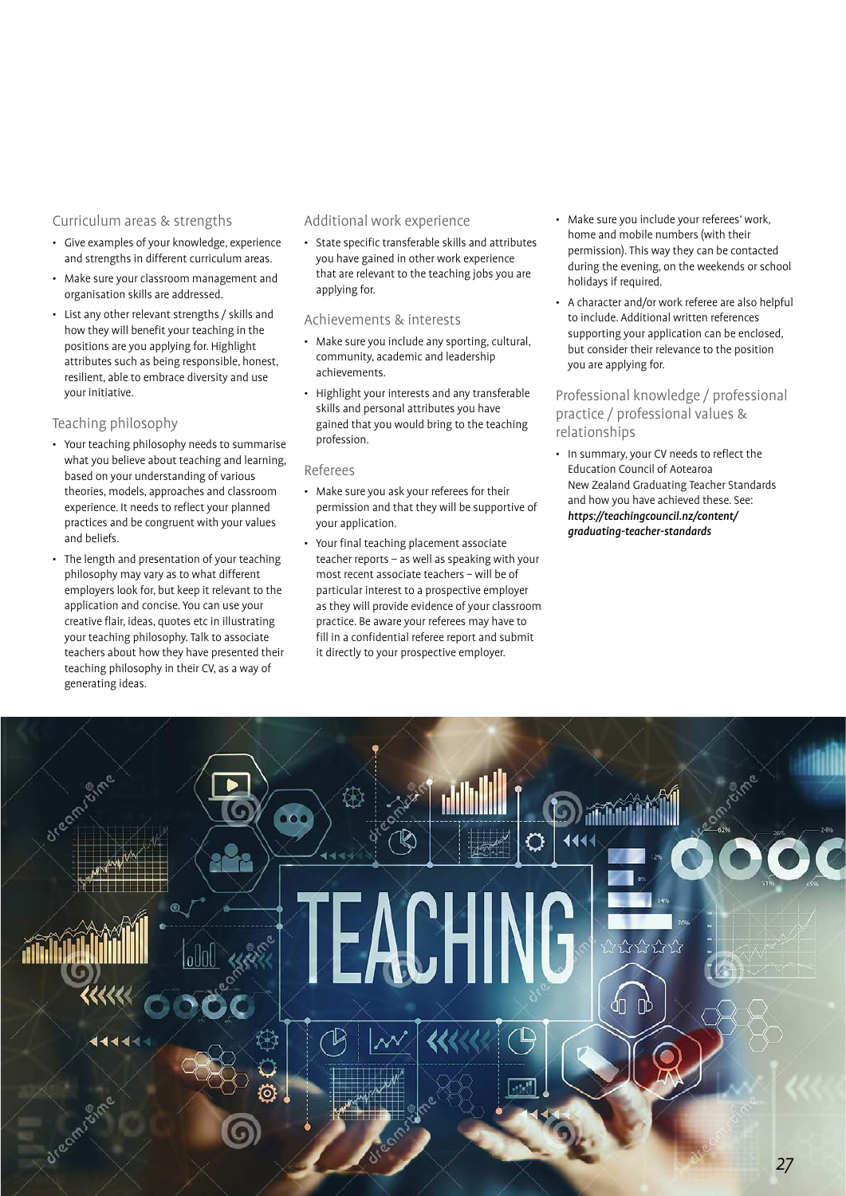## Curriculum areas & strengths

- Give examples of your knowledge, experience and strengths in different curriculum areas.
- Make sure your classroom management and organisation skills are addressed.
- List any other relevant strengths / skills and how they will benefit your teaching in the positions are you applying for. Highlight attributes such as being responsible, honest, resilient, able to embrace diversity and use your initiative.

## Teaching philosophy

- Your teaching philosophy needs to summarise what you believe about teaching and learning, based on your understanding of various theories, models, approaches and classroom experience. It needs to reflect your planned practices and be congruent with your values and beliefs.
- The length and presentation of your teaching philosophy may vary as to what different employers look for, but keep it relevant to the application and concise. You can use your creative flair, ideas, quotes etc in illustrating your teaching philosophy. Talk to associate teachers about how they have presented their teaching philosophy in their CV, as a way of generating ideas.

## Additional work experience

- State specific transferable skills and attributes you have gained in other work experience that are relevant to the teaching jobs you are applying for.

## Achievements & interests

- Make sure you include any sporting, cultural, community, academic and leadership achievements.
- Highlight your interests and any transferable skills and personal attributes you have gained that you would bring to the teaching profession.

## Referees

- Make sure you ask your referees for their permission and that they will be supportive of your application.
- Your final teaching placement associate teacher reports – as well as speaking with your most recent associate teachers – will be of particular interest to a prospective employer as they will provide evidence of your classroom practice. Be aware your referees may have to fill in a confidential referee report and submit it directly to your prospective employer.
- Make sure you include your referees' work, home and mobile numbers (with their permission). This way they can be contacted during the evening, on the weekends or school holidays if required.
- A character and/or work referee are also helpful to include. Additional written references supporting your application can be enclosed, but consider their relevance to the position you are applying for.

## Professional knowledge / professional practice / professional values & relationships

- In summary, your CV needs to reflect the Education Council of Aotearoa New Zealand Graduating Teacher Standards and how you have achieved these. See: ***https://teachingcouncil.nz/content/graduating-teacher-standards***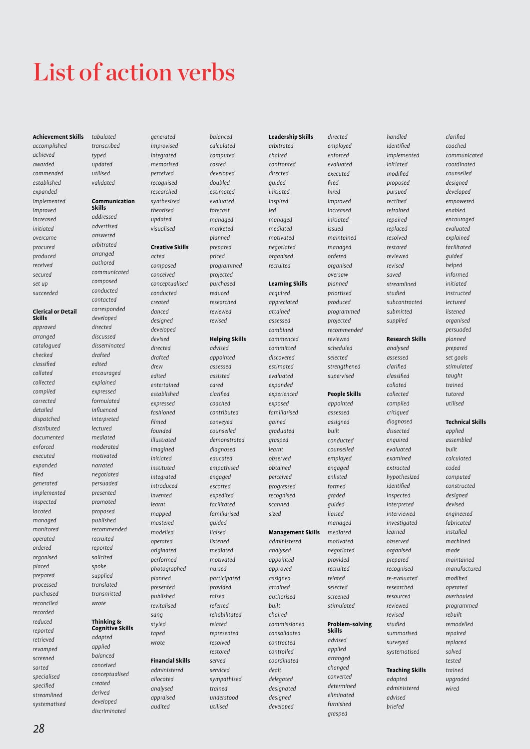# List of action verbs

**Achievement Skills**

*accomplished*
*achieved*
*awarded*
*commended*
*established*
*expanded*
*implemented*
*improved*
*increased*
*initiated*
*overcame*
*procured*
*produced*
*received*
*secured*
*set up*
*succeeded*

**Clerical or Detail Skills**

*approved*
*arranged*
*catalogued*
*checked*
*classified*
*collated*
*collected*
*compiled*
*corrected*
*detailed*
*dispatched*
*distributed*
*documented*
*enforced*
*executed*
*expanded*
*filed*
*generated*
*implemented*
*inspected*
*located*
*managed*
*monitored*
*operated*
*ordered*
*organised*
*placed*
*prepared*
*processed*
*purchased*
*reconciled*
*recorded*
*reduced*
*reported*
*retrieved*
*revamped*
*screened*
*sorted*
*specialised*
*specified*
*streamlined*
*systematised*
*tabulated*
*transcribed*
*typed*
*updated*
*utilised*
*validated*

**Communication Skills**

*addressed*
*advertised*
*answered*
*arbitrated*
*arranged*
*authored*
*communicated*
*composed*
*conducted*
*contacted*
*corresponded*
*developed*
*directed*
*discussed*
*disseminated*
*drafted*
*edited*
*encouraged*
*explained*
*expressed*
*formulated*
*influenced*
*interpreted*
*lectured*
*mediated*
*moderated*
*motivated*
*narrated*
*negotiated*
*persuaded*
*presented*
*promoted*
*proposed*
*published*
*recommended*
*recruited*
*reported*
*solicited*
*spoke*
*supplied*
*translated*
*transmitted*
*wrote*

**Thinking & Cognitive Skills**

*adapted*
*applied*
*balanced*
*conceived*
*conceptualised*
*created*
*derived*
*developed*
*discriminated*
*generated*
*improvised*
*integrated*
*memorised*
*perceived*
*recognised*
*researched*
*synthesized*
*theorised*
*updated*
*visualised*

**Creative Skills**

*acted*
*composed*
*conceived*
*conceptualised*
*conducted*
*created*
*danced*
*designed*
*developed*
*devised*
*directed*
*drafted*
*drew*
*edited*
*entertained*
*established*
*expressed*
*fashioned*
*filmed*
*founded*
*illustrated*
*imagined*
*initiated*
*instituted*
*integrated*
*introduced*
*invented*
*learnt*
*mapped*
*mastered*
*modelled*
*operated*
*originated*
*performed*
*photographed*
*planned*
*presented*
*published*
*revitalised*
*sang*
*styled*
*taped*
*wrote*

**Financial Skills**

*administered*
*allocated*
*analysed*
*appraised*
*audited*
*balanced*
*calculated*
*computed*
*costed*
*developed*
*doubled*
*estimated*
*evaluated*
*forecast*
*managed*
*marketed*
*planned*
*prepared*
*priced*
*programmed*
*projected*
*purchased*
*reduced*
*researched*
*reviewed*
*revised*

**Helping Skills**

*advised*
*appointed*
*assessed*
*assisted*
*cared*
*clarified*
*coached*
*contributed*
*conveyed*
*counselled*
*demonstrated*
*diagnosed*
*educated*
*empathised*
*engaged*
*escorted*
*expedited*
*facilitated*
*familiarised*
*guided*
*liaised*
*listened*
*mediated*
*motivated*
*nursed*
*participated*
*provided*
*raised*
*referred*
*rehabilitated*
*related*
*represented*
*resolved*
*restored*
*served*
*serviced*
*sympathised*
*trained*
*understood*
*utilised*

**Leadership Skills**

*arbitrated*
*chaired*
*confronted*
*directed*
*guided*
*initiated*
*inspired*
*led*
*managed*
*mediated*
*motivated*
*negotiated*
*organised*
*recruited*

**Learning Skills**

*acquired*
*appreciated*
*attained*
*assessed*
*combined*
*commenced*
*committed*
*discovered*
*estimated*
*evaluated*
*expanded*
*experienced*
*exposed*
*familiarised*
*gained*
*graduated*
*grasped*
*learnt*
*observed*
*obtained*
*perceived*
*progressed*
*recognised*
*scanned*
*sized*

**Management Skills**

*administered*
*analysed*
*appointed*
*approved*
*assigned*
*attained*
*authorised*
*built*
*chaired*
*commissioned*
*consolidated*
*contracted*
*controlled*
*coordinated*
*dealt*
*delegated*
*designated*
*designed*
*developed*
*directed*
*employed*
*enforced*
*evaluated*
*executed*
*fired*
*hired*
*improved*
*increased*
*initiated*
*issued*
*maintained*
*managed*
*ordered*
*organised*
*oversaw*
*planned*
*priortised*
*produced*
*programmed*
*projected*
*recommended*
*reviewed*
*scheduled*
*selected*
*strengthened*
*supervised*

**People Skills**

*appointed*
*assessed*
*assigned*
*built*
*conducted*
*counselled*
*employed*
*engaged*
*enlisted*
*formed*
*graded*
*guided*
*liaised*
*managed*
*mediated*
*motivated*
*negotiated*
*provided*
*recruited*
*related*
*selected*
*screened*
*stimulated*

**Problem-solving Skills**

*advised*
*applied*
*arranged*
*changed*
*converted*
*determined*
*eliminated*
*furnished*
*grasped*
*handled*
*identified*
*implemented*
*initiated*
*modified*
*proposed*
*pursued*
*rectified*
*refrained*
*repaired*
*replaced*
*resolved*
*restored*
*reviewed*
*revised*
*saved*
*streamlined*
*studied*
*subcontracted*
*submitted*
*supplied*

**Research Skills**

*analysed*
*assessed*
*clarified*
*classified*
*collated*
*collected*
*compiled*
*critiqued*
*diagnosed*
*dissected*
*enquired*
*evaluated*
*examined*
*extracted*
*hypothesized*
*identified*
*inspected*
*interpreted*
*interviewed*
*investigated*
*learned*
*observed*
*organised*
*prepared*
*recognised*
*re-evaluated*
*researched*
*resourced*
*reviewed*
*revised*
*studied*
*summarised*
*surveyed*
*systematised*

**Teaching Skills**

*adapted*
*administered*
*advised*
*briefed*
*clarified*
*coached*
*communicated*
*coordinated*
*counselled*
*designed*
*developed*
*empowered*
*enabled*
*encouraged*
*evaluated*
*explained*
*facilitated*
*guided*
*helped*
*informed*
*initiated*
*instructed*
*lectured*
*listened*
*organised*
*persuaded*
*planned*
*prepared*
*set goals*
*stimulated*
*taught*
*trained*
*tutored*
*utilised*

**Technical Skills**

*applied*
*assembled*
*built*
*calculated*
*coded*
*computed*
*constructed*
*designed*
*devised*
*engineered*
*fabricated*
*installed*
*machined*
*made*
*maintained*
*manufactured*
*modified*
*operated*
*overhauled*
*programmed*
*rebuilt*
*remodelled*
*repaired*
*replaced*
*solved*
*tested*
*trained*
*upgraded*
*wired*